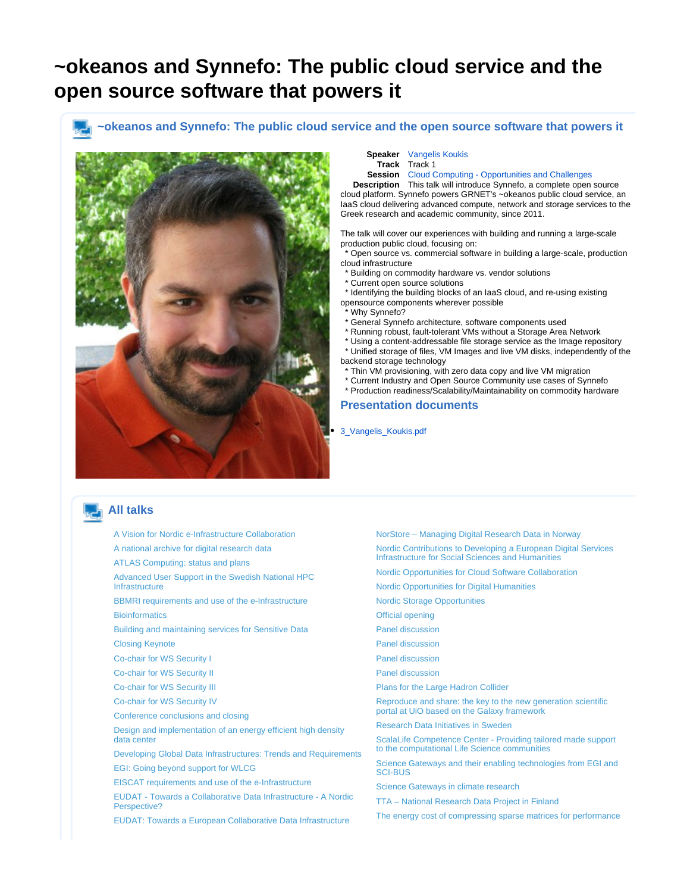# ~okeanos and Synnefo: The public cloud service and the open source software that powers it

## ~okeanos and Synnefo: The public cloud service and the open source software that powers it

**Speaker** Vangelis Koukis
**Track** Track 1
**Session** Cloud Computing - Opportunities and Challenges
**Description** This talk will introduce Synnefo, a complete open source cloud platform. Synnefo powers GRNET's ~okeanos public cloud service, an IaaS cloud delivering advanced compute, network and storage services to the Greek research and academic community, since 2011.

The talk will cover our experiences with building and running a large-scale production public cloud, focusing on:

* Open source vs. commercial software in building a large-scale, production cloud infrastructure
* Building on commodity hardware vs. vendor solutions
* Current open source solutions
* Identifying the building blocks of an IaaS cloud, and re-using existing opensource components wherever possible
* Why Synnefo?
* General Synnefo architecture, software components used
* Running robust, fault-tolerant VMs without a Storage Area Network
* Using a content-addressable file storage service as the Image repository
* Unified storage of files, VM Images and live VM disks, independently of the backend storage technology
* Thin VM provisioning, with zero data copy and live VM migration
* Current Industry and Open Source Community use cases of Synnefo
* Production readiness/Scalability/Maintainability on commodity hardware

### Presentation documents

- 3_Vangelis_Koukis.pdf

## All talks

- A Vision for Nordic e-Infrastructure Collaboration
- A national archive for digital research data
- ATLAS Computing: status and plans
- Advanced User Support in the Swedish National HPC Infrastructure
- BBMRI requirements and use of the e-Infrastructure
- Bioinformatics
- Building and maintaining services for Sensitive Data
- Closing Keynote
- Co-chair for WS Security I
- Co-chair for WS Security II
- Co-chair for WS Security III
- Co-chair for WS Security IV
- Conference conclusions and closing
- Design and implementation of an energy efficient high density data center
- Developing Global Data Infrastructures: Trends and Requirements
- EGI: Going beyond support for WLCG
- EISCAT requirements and use of the e-Infrastructure
- EUDAT - Towards a Collaborative Data Infrastructure - A Nordic Perspective?
- EUDAT: Towards a European Collaborative Data Infrastructure
- NorStore – Managing Digital Research Data in Norway
- Nordic Contributions to Developing a European Digital Services Infrastructure for Social Sciences and Humanities
- Nordic Opportunities for Cloud Software Collaboration
- Nordic Opportunities for Digital Humanities
- Nordic Storage Opportunities
- Official opening
- Panel discussion
- Panel discussion
- Panel discussion
- Panel discussion
- Plans for the Large Hadron Collider
- Reproduce and share: the key to the new generation scientific portal at UiO based on the Galaxy framework
- Research Data Initiatives in Sweden
- ScalaLife Competence Center - Providing tailored made support to the computational Life Science communities
- Science Gateways and their enabling technologies from EGI and SCI-BUS
- Science Gateways in climate research
- TTA – National Research Data Project in Finland
- The energy cost of compressing sparse matrices for performance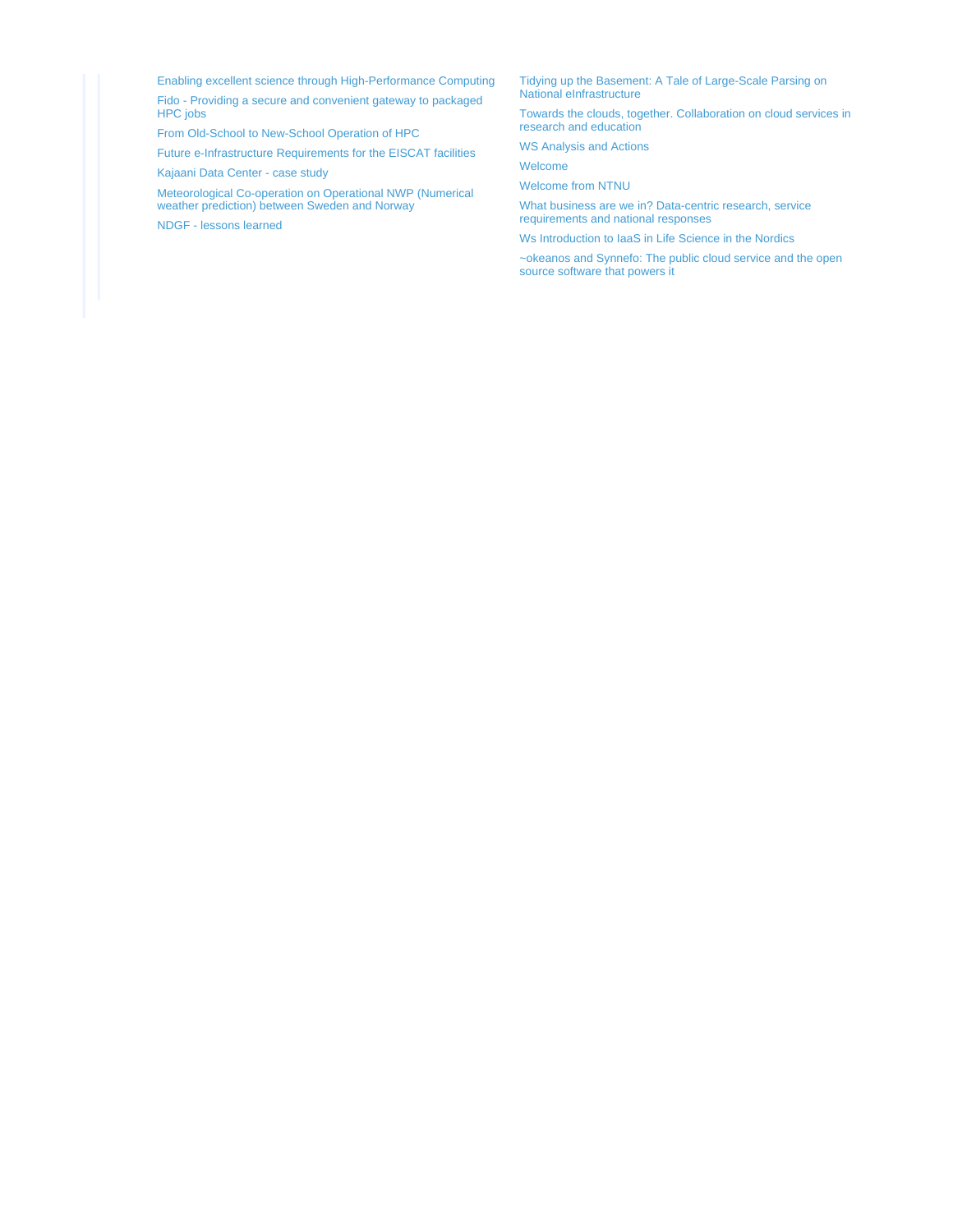- Enabling excellent science through High-Performance Computing
- Fido - Providing a secure and convenient gateway to packaged HPC jobs
- From Old-School to New-School Operation of HPC
- Future e-Infrastructure Requirements for the EISCAT facilities
- Kajaani Data Center - case study
- Meteorological Co-operation on Operational NWP (Numerical weather prediction) between Sweden and Norway
- NDGF - lessons learned
- Tidying up the Basement: A Tale of Large-Scale Parsing on National eInfrastructure
- Towards the clouds, together. Collaboration on cloud services in research and education
- WS Analysis and Actions
- Welcome
- Welcome from NTNU
- What business are we in? Data-centric research, service requirements and national responses
- Ws Introduction to IaaS in Life Science in the Nordics
- ~okeanos and Synnefo: The public cloud service and the open source software that powers it